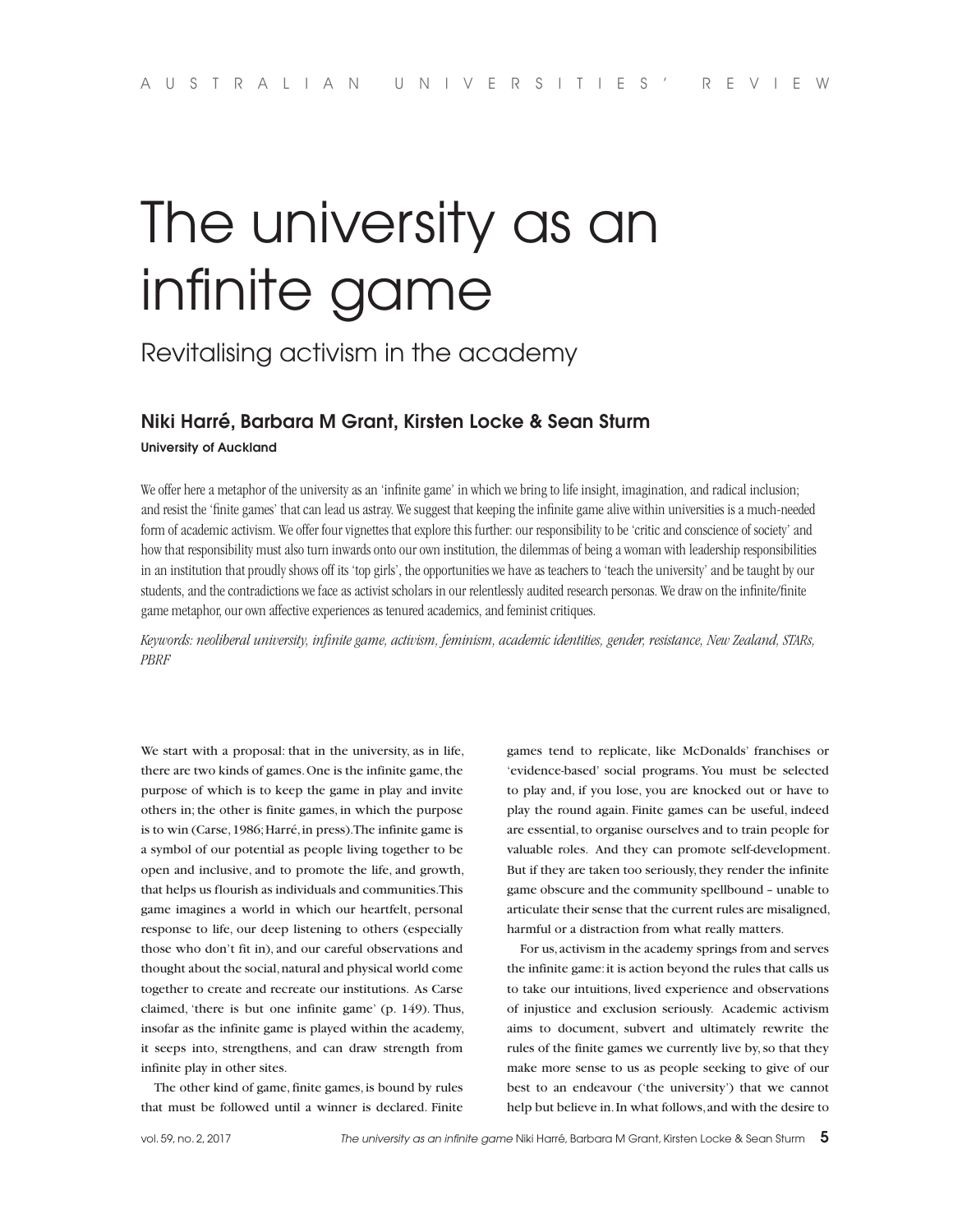# The university as an infinite game

## Revitalising activism in the academy

### Niki Harré, Barbara M Grant, Kirsten Locke & Sean Sturm

**University of Auckland**

We offer here a metaphor of the university as an 'infinite game' in which we bring to life insight, imagination, and radical inclusion; and resist the 'finite games' that can lead us astray. We suggest that keeping the infinite game alive within universities is a much-needed form of academic activism. We offer four vignettes that explore this further: our responsibility to be 'critic and conscience of society' and how that responsibility must also turn inwards onto our own institution, the dilemmas of being a woman with leadership responsibilities in an institution that proudly shows off its 'top girls', the opportunities we have as teachers to 'teach the university' and be taught by our students, and the contradictions we face as activist scholars in our relentlessly audited research personas. We draw on the infinite/finite game metaphor, our own affective experiences as tenured academics, and feminist critiques.

*Keywords: neoliberal university, infinite game, activism, feminism, academic identities, gender, resistance, New Zealand, STARs, PBRF*

We start with a proposal: that in the university, as in life, there are two kinds of games. One is the infinite game, the purpose of which is to keep the game in play and invite others in; the other is finite games, in which the purpose is to win (Carse, 1986; Harré, in press). The infinite game is a symbol of our potential as people living together to be open and inclusive, and to promote the life, and growth, that helps us flourish as individuals and communities. This game imagines a world in which our heartfelt, personal response to life, our deep listening to others (especially those who don't fit in), and our careful observations and thought about the social, natural and physical world come together to create and recreate our institutions. As Carse claimed, 'there is but one infinite game' (p. 149). Thus, insofar as the infinite game is played within the academy, it seeps into, strengthens, and can draw strength from infinite play in other sites.

The other kind of game, finite games, is bound by rules that must be followed until a winner is declared. Finite games tend to replicate, like McDonalds' franchises or 'evidence-based' social programs. You must be selected to play and, if you lose, you are knocked out or have to play the round again. Finite games can be useful, indeed are essential, to organise ourselves and to train people for valuable roles. And they can promote self-development. But if they are taken too seriously, they render the infinite game obscure and the community spellbound – unable to articulate their sense that the current rules are misaligned, harmful or a distraction from what really matters.

For us, activism in the academy springs from and serves the infinite game: it is action beyond the rules that calls us to take our intuitions, lived experience and observations of injustice and exclusion seriously. Academic activism aims to document, subvert and ultimately rewrite the rules of the finite games we currently live by, so that they make more sense to us as people seeking to give of our best to an endeavour ('the university') that we cannot help but believe in. In what follows, and with the desire to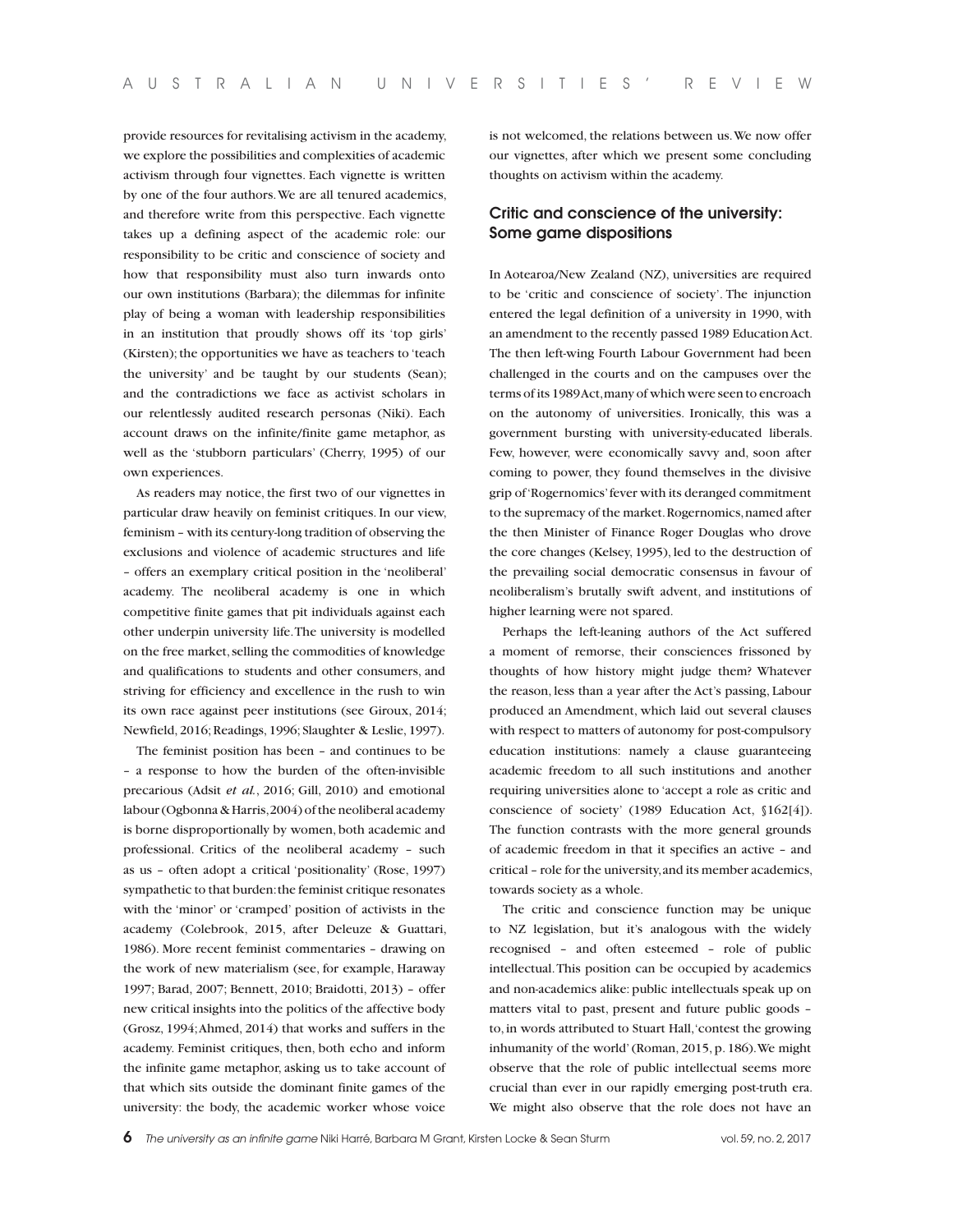provide resources for revitalising activism in the academy, we explore the possibilities and complexities of academic activism through four vignettes. Each vignette is written by one of the four authors. We are all tenured academics, and therefore write from this perspective. Each vignette takes up a defining aspect of the academic role: our responsibility to be critic and conscience of society and how that responsibility must also turn inwards onto our own institutions (Barbara); the dilemmas for infinite play of being a woman with leadership responsibilities in an institution that proudly shows off its 'top girls' (Kirsten); the opportunities we have as teachers to 'teach the university' and be taught by our students (Sean); and the contradictions we face as activist scholars in our relentlessly audited research personas (Niki). Each account draws on the infinite/finite game metaphor, as well as the 'stubborn particulars' (Cherry, 1995) of our own experiences.

As readers may notice, the first two of our vignettes in particular draw heavily on feminist critiques. In our view, feminism – with its century-long tradition of observing the exclusions and violence of academic structures and life – offers an exemplary critical position in the 'neoliberal' academy. The neoliberal academy is one in which competitive finite games that pit individuals against each other underpin university life. The university is modelled on the free market, selling the commodities of knowledge and qualifications to students and other consumers, and striving for efficiency and excellence in the rush to win its own race against peer institutions (see Giroux, 2014; Newfield, 2016; Readings, 1996; Slaughter & Leslie, 1997).

The feminist position has been – and continues to be – a response to how the burden of the often-invisible precarious (Adsit *et al.*, 2016; Gill, 2010) and emotional labour (Ogbonna & Harris, 2004) of the neoliberal academy is borne disproportionally by women, both academic and professional. Critics of the neoliberal academy – such as us – often adopt a critical 'positionality' (Rose, 1997) sympathetic to that burden: the feminist critique resonates with the 'minor' or 'cramped' position of activists in the academy (Colebrook, 2015, after Deleuze & Guattari, 1986). More recent feminist commentaries – drawing on the work of new materialism (see, for example, Haraway 1997; Barad, 2007; Bennett, 2010; Braidotti, 2013) – offer new critical insights into the politics of the affective body (Grosz, 1994; Ahmed, 2014) that works and suffers in the academy. Feminist critiques, then, both echo and inform the infinite game metaphor, asking us to take account of that which sits outside the dominant finite games of the university: the body, the academic worker whose voice is not welcomed, the relations between us. We now offer our vignettes, after which we present some concluding thoughts on activism within the academy.

## Critic and conscience of the university: Some game dispositions

In Aotearoa/New Zealand (NZ), universities are required to be 'critic and conscience of society'. The injunction entered the legal definition of a university in 1990, with an amendment to the recently passed 1989 Education Act. The then left-wing Fourth Labour Government had been challenged in the courts and on the campuses over the terms of its 1989 Act, many of which were seen to encroach on the autonomy of universities. Ironically, this was a government bursting with university-educated liberals. Few, however, were economically savvy and, soon after coming to power, they found themselves in the divisive grip of 'Rogernomics' fever with its deranged commitment to the supremacy of the market. Rogernomics, named after the then Minister of Finance Roger Douglas who drove the core changes (Kelsey, 1995), led to the destruction of the prevailing social democratic consensus in favour of neoliberalism's brutally swift advent, and institutions of higher learning were not spared.

Perhaps the left-leaning authors of the Act suffered a moment of remorse, their consciences frissoned by thoughts of how history might judge them? Whatever the reason, less than a year after the Act's passing, Labour produced an Amendment, which laid out several clauses with respect to matters of autonomy for post-compulsory education institutions: namely a clause guaranteeing academic freedom to all such institutions and another requiring universities alone to 'accept a role as critic and conscience of society' (1989 Education Act, §162[4]). The function contrasts with the more general grounds of academic freedom in that it specifies an active – and critical – role for the university, and its member academics, towards society as a whole.

The critic and conscience function may be unique to NZ legislation, but it's analogous with the widely recognised – and often esteemed – role of public intellectual. This position can be occupied by academics and non-academics alike: public intellectuals speak up on matters vital to past, present and future public goods – to, in words attributed to Stuart Hall, 'contest the growing inhumanity of the world' (Roman, 2015, p. 186). We might observe that the role of public intellectual seems more crucial than ever in our rapidly emerging post-truth era. We might also observe that the role does not have an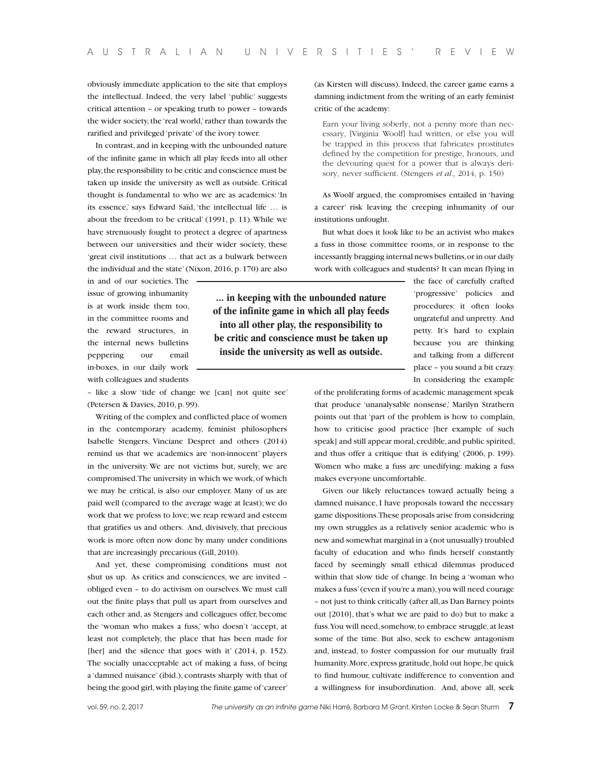obviously immediate application to the site that employs the intellectual. Indeed, the very label 'public' suggests critical attention – or speaking truth to power – towards the wider society, the 'real world,' rather than towards the rarified and privileged 'private' of the ivory tower.

In contrast, and in keeping with the unbounded nature of the infinite game in which all play feeds into all other play, the responsibility to be critic and conscience must be taken up inside the university as well as outside. Critical thought is fundamental to who we are as academics: 'In its essence,' says Edward Saïd, 'the intellectual life … is about the freedom to be critical' (1991, p. 11). While we have strenuously fought to protect a degree of apartness between our universities and their wider society, these 'great civil institutions … that act as a bulwark between the individual and the state' (Nixon, 2016, p. 170) are also in and of our societies. The issue of growing inhumanity is at work inside them too, in the committee rooms and the reward structures, in the internal news bulletins peppering our email in-boxes, in our daily work with colleagues and students – like a slow 'tide of change we [can] not quite see' (Petersen & Davies, 2010, p. 99).

**... in keeping with the unbounded nature of the infinite game in which all play feeds into all other play, the responsibility to be critic and conscience must be taken up inside the university as well as outside.**

Writing of the complex and conflicted place of women in the contemporary academy, feminist philosophers Isabelle Stengers, Vinciane Despret and others (2014) remind us that we academics are 'non-innocent' players in the university. We are not victims but, surely, we are compromised. The university in which we work, of which we may be critical, is also our employer. Many of us are paid well (compared to the average wage at least); we do work that we profess to love; we reap reward and esteem that gratifies us and others. And, divisively, that precious work is more often now done by many under conditions that are increasingly precarious (Gill, 2010).

And yet, these compromising conditions must not shut us up. As critics and consciences, we are invited – obliged even – to do activism on ourselves. We must call out the finite plays that pull us apart from ourselves and each other and, as Stengers and colleagues offer, become the 'woman who makes a fuss,' who doesn't 'accept, at least not completely, the place that has been made for [her] and the silence that goes with it' (2014, p. 152). The socially unacceptable act of making a fuss, of being a 'damned nuisance' (ibid.), contrasts sharply with that of being the good girl, with playing the finite game of 'career' (as Kirsten will discuss). Indeed, the career game earns a damning indictment from the writing of an early feminist critic of the academy:

> Earn your living soberly, not a penny more than necessary, [Virginia Woolf] had written, or else you will be trapped in this process that fabricates prostitutes defined by the competition for prestige, honours, and the devouring quest for a power that is always derisory, never sufficient. (Stengers *et al*., 2014, p. 150)

As Woolf argued, the compromises entailed in 'having a career' risk leaving the creeping inhumanity of our institutions unfought.

But what does it look like to be an activist who makes a fuss in those committee rooms, or in response to the incessantly bragging internal news bulletins, or in our daily work with colleagues and students? It can mean flying in the face of carefully crafted 'progressive' policies and procedures: it often looks ungrateful and unpretty. And petty. It's hard to explain because you are thinking and talking from a different place – you sound a bit crazy. In considering the example of the proliferating forms of academic management speak that produce 'unanalysable nonsense,' Marilyn Strathern points out that 'part of the problem is how to complain, how to criticise good practice [her example of such speak] and still appear moral, credible, and public spirited, and thus offer a critique that is edifying' (2006, p. 199). Women who make a fuss are unedifying: making a fuss makes everyone uncomfortable.

Given our likely reluctances toward actually being a damned nuisance, I have proposals toward the necessary game dispositions. These proposals arise from considering my own struggles as a relatively senior academic who is new and somewhat marginal in a (not unusually) troubled faculty of education and who finds herself constantly faced by seemingly small ethical dilemmas produced within that slow tide of change. In being a 'woman who makes a fuss' (even if you're a man), you will need courage – not just to think critically (after all, as Dan Barney points out [2010], that's what we are paid to do) but to make a fuss. You will need, somehow, to embrace struggle, at least some of the time. But also, seek to eschew antagonism and, instead, to foster compassion for our mutually frail humanity. More, express gratitude, hold out hope, be quick to find humour, cultivate indifference to convention and a willingness for insubordination. And, above all, seek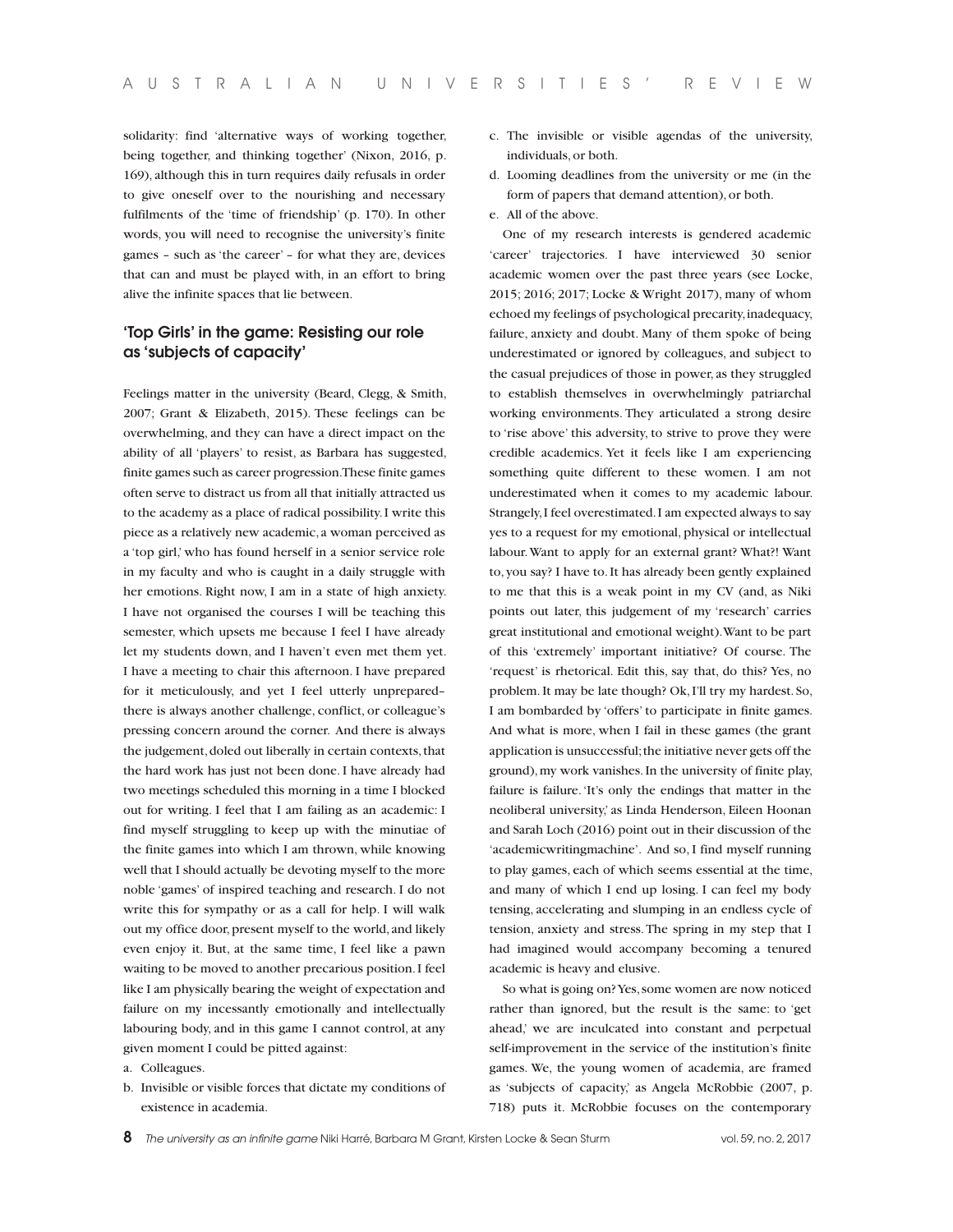solidarity: find 'alternative ways of working together, being together, and thinking together' (Nixon, 2016, p. 169), although this in turn requires daily refusals in order to give oneself over to the nourishing and necessary fulfilments of the 'time of friendship' (p. 170). In other words, you will need to recognise the university's finite games – such as 'the career' – for what they are, devices that can and must be played with, in an effort to bring alive the infinite spaces that lie between.

## 'Top Girls' in the game: Resisting our role as 'subjects of capacity'

Feelings matter in the university (Beard, Clegg, & Smith, 2007; Grant & Elizabeth, 2015). These feelings can be overwhelming, and they can have a direct impact on the ability of all 'players' to resist, as Barbara has suggested, finite games such as career progression. These finite games often serve to distract us from all that initially attracted us to the academy as a place of radical possibility. I write this piece as a relatively new academic, a woman perceived as a 'top girl,' who has found herself in a senior service role in my faculty and who is caught in a daily struggle with her emotions. Right now, I am in a state of high anxiety. I have not organised the courses I will be teaching this semester, which upsets me because I feel I have already let my students down, and I haven't even met them yet. I have a meeting to chair this afternoon. I have prepared for it meticulously, and yet I feel utterly unprepared– there is always another challenge, conflict, or colleague's pressing concern around the corner. And there is always the judgement, doled out liberally in certain contexts, that the hard work has just not been done. I have already had two meetings scheduled this morning in a time I blocked out for writing. I feel that I am failing as an academic: I find myself struggling to keep up with the minutiae of the finite games into which I am thrown, while knowing well that I should actually be devoting myself to the more noble 'games' of inspired teaching and research. I do not write this for sympathy or as a call for help. I will walk out my office door, present myself to the world, and likely even enjoy it. But, at the same time, I feel like a pawn waiting to be moved to another precarious position. I feel like I am physically bearing the weight of expectation and failure on my incessantly emotionally and intellectually labouring body, and in this game I cannot control, at any given moment I could be pitted against:

a. Colleagues.
b. Invisible or visible forces that dictate my conditions of existence in academia.
c. The invisible or visible agendas of the university, individuals, or both.
d. Looming deadlines from the university or me (in the form of papers that demand attention), or both.
e. All of the above.

One of my research interests is gendered academic 'career' trajectories. I have interviewed 30 senior academic women over the past three years (see Locke, 2015; 2016; 2017; Locke & Wright 2017), many of whom echoed my feelings of psychological precarity, inadequacy, failure, anxiety and doubt. Many of them spoke of being underestimated or ignored by colleagues, and subject to the casual prejudices of those in power, as they struggled to establish themselves in overwhelmingly patriarchal working environments. They articulated a strong desire to 'rise above' this adversity, to strive to prove they were credible academics. Yet it feels like I am experiencing something quite different to these women. I am not underestimated when it comes to my academic labour. Strangely, I feel overestimated. I am expected always to say yes to a request for my emotional, physical or intellectual labour. Want to apply for an external grant? What?! Want to, you say? I have to. It has already been gently explained to me that this is a weak point in my CV (and, as Niki points out later, this judgement of my 'research' carries great institutional and emotional weight). Want to be part of this 'extremely' important initiative? Of course. The 'request' is rhetorical. Edit this, say that, do this? Yes, no problem. It may be late though? Ok, I'll try my hardest. So, I am bombarded by 'offers' to participate in finite games. And what is more, when I fail in these games (the grant application is unsuccessful; the initiative never gets off the ground), my work vanishes. In the university of finite play, failure is failure. 'It's only the endings that matter in the neoliberal university,' as Linda Henderson, Eileen Hoonan and Sarah Loch (2016) point out in their discussion of the 'academicwritingmachine'. And so, I find myself running to play games, each of which seems essential at the time, and many of which I end up losing. I can feel my body tensing, accelerating and slumping in an endless cycle of tension, anxiety and stress. The spring in my step that I had imagined would accompany becoming a tenured academic is heavy and elusive.

So what is going on? Yes, some women are now noticed rather than ignored, but the result is the same: to 'get ahead,' we are inculcated into constant and perpetual self-improvement in the service of the institution's finite games. We, the young women of academia, are framed as 'subjects of capacity,' as Angela McRobbie (2007, p. 718) puts it. McRobbie focuses on the contemporary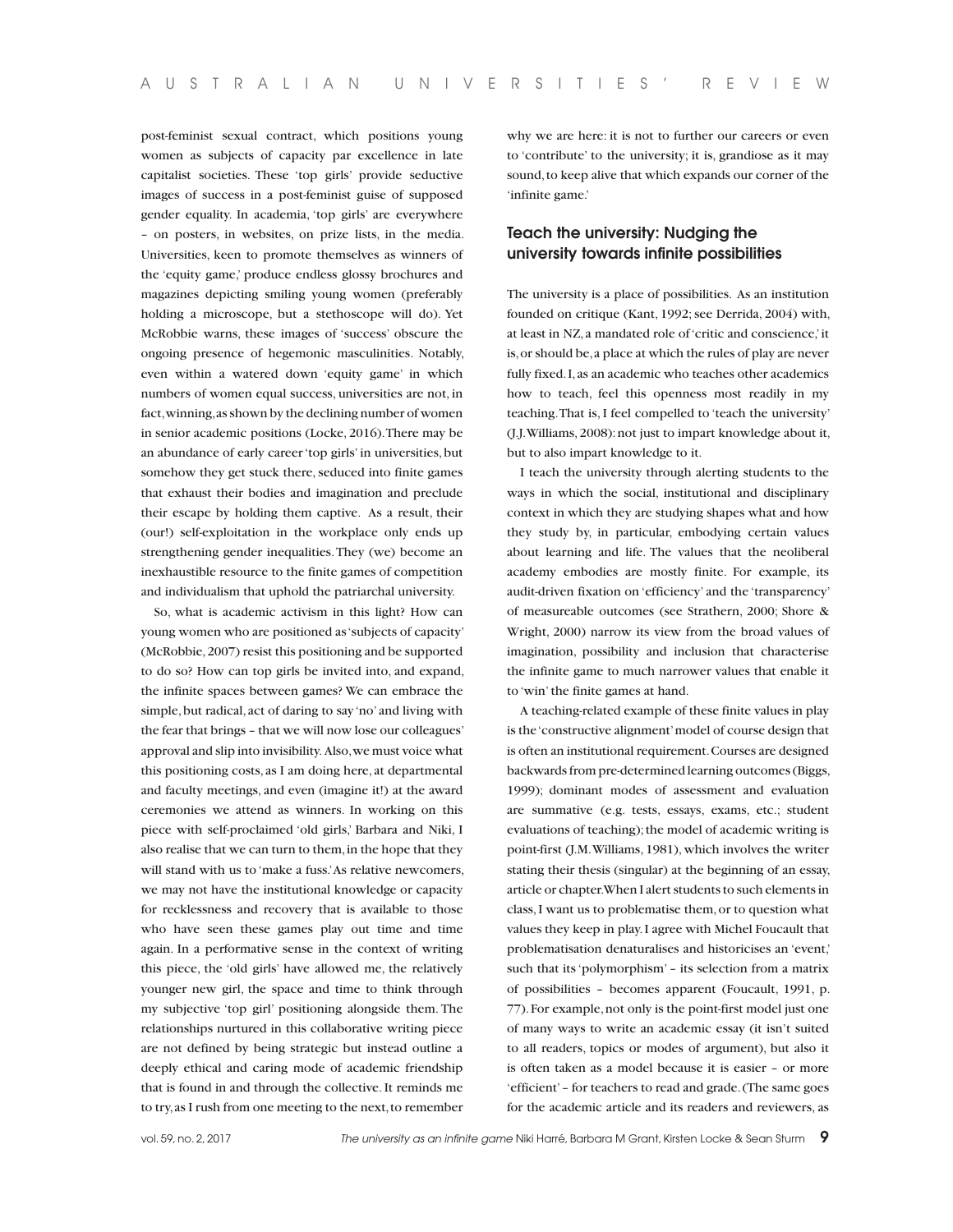post-feminist sexual contract, which positions young women as subjects of capacity par excellence in late capitalist societies. These 'top girls' provide seductive images of success in a post-feminist guise of supposed gender equality. In academia, 'top girls' are everywhere – on posters, in websites, on prize lists, in the media. Universities, keen to promote themselves as winners of the 'equity game,' produce endless glossy brochures and magazines depicting smiling young women (preferably holding a microscope, but a stethoscope will do). Yet McRobbie warns, these images of 'success' obscure the ongoing presence of hegemonic masculinities. Notably, even within a watered down 'equity game' in which numbers of women equal success, universities are not, in fact, winning, as shown by the declining number of women in senior academic positions (Locke, 2016). There may be an abundance of early career 'top girls' in universities, but somehow they get stuck there, seduced into finite games that exhaust their bodies and imagination and preclude their escape by holding them captive. As a result, their (our!) self-exploitation in the workplace only ends up strengthening gender inequalities. They (we) become an inexhaustible resource to the finite games of competition and individualism that uphold the patriarchal university.

So, what is academic activism in this light? How can young women who are positioned as 'subjects of capacity' (McRobbie, 2007) resist this positioning and be supported to do so? How can top girls be invited into, and expand, the infinite spaces between games? We can embrace the simple, but radical, act of daring to say 'no' and living with the fear that brings – that we will now lose our colleagues' approval and slip into invisibility. Also, we must voice what this positioning costs, as I am doing here, at departmental and faculty meetings, and even (imagine it!) at the award ceremonies we attend as winners. In working on this piece with self-proclaimed 'old girls,' Barbara and Niki, I also realise that we can turn to them, in the hope that they will stand with us to 'make a fuss.' As relative newcomers, we may not have the institutional knowledge or capacity for recklessness and recovery that is available to those who have seen these games play out time and time again. In a performative sense in the context of writing this piece, the 'old girls' have allowed me, the relatively younger new girl, the space and time to think through my subjective 'top girl' positioning alongside them. The relationships nurtured in this collaborative writing piece are not defined by being strategic but instead outline a deeply ethical and caring mode of academic friendship that is found in and through the collective. It reminds me to try, as I rush from one meeting to the next, to remember why we are here: it is not to further our careers or even to 'contribute' to the university; it is, grandiose as it may sound, to keep alive that which expands our corner of the 'infinite game.'

## Teach the university: Nudging the university towards infinite possibilities

The university is a place of possibilities. As an institution founded on critique (Kant, 1992; see Derrida, 2004) with, at least in NZ, a mandated role of 'critic and conscience,' it is, or should be, a place at which the rules of play are never fully fixed. I, as an academic who teaches other academics how to teach, feel this openness most readily in my teaching. That is, I feel compelled to 'teach the university' (J.J. Williams, 2008): not just to impart knowledge about it, but to also impart knowledge to it.

I teach the university through alerting students to the ways in which the social, institutional and disciplinary context in which they are studying shapes what and how they study by, in particular, embodying certain values about learning and life. The values that the neoliberal academy embodies are mostly finite. For example, its audit-driven fixation on 'efficiency' and the 'transparency' of measureable outcomes (see Strathern, 2000; Shore & Wright, 2000) narrow its view from the broad values of imagination, possibility and inclusion that characterise the infinite game to much narrower values that enable it to 'win' the finite games at hand.

A teaching-related example of these finite values in play is the 'constructive alignment' model of course design that is often an institutional requirement. Courses are designed backwards from pre-determined learning outcomes (Biggs, 1999); dominant modes of assessment and evaluation are summative (e.g. tests, essays, exams, etc.; student evaluations of teaching); the model of academic writing is point-first (J.M. Williams, 1981), which involves the writer stating their thesis (singular) at the beginning of an essay, article or chapter. When I alert students to such elements in class, I want us to problematise them, or to question what values they keep in play. I agree with Michel Foucault that problematisation denaturalises and historicises an 'event,' such that its 'polymorphism' – its selection from a matrix of possibilities – becomes apparent (Foucault, 1991, p. 77). For example, not only is the point-first model just one of many ways to write an academic essay (it isn't suited to all readers, topics or modes of argument), but also it is often taken as a model because it is easier – or more 'efficient' – for teachers to read and grade. (The same goes for the academic article and its readers and reviewers, as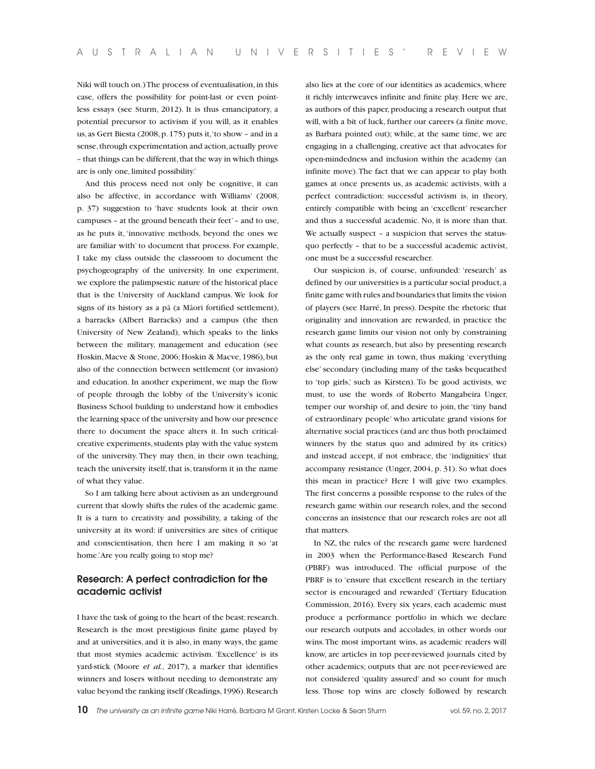Niki will touch on.) The process of eventualisation, in this case, offers the possibility for point-last or even point-less essays (see Sturm, 2012). It is thus emancipatory, a potential precursor to activism if you will, as it enables us, as Gert Biesta (2008, p. 175) puts it, 'to show – and in a sense, through experimentation and action, actually prove – that things can be different, that the way in which things are is only one, limited possibility.'

And this process need not only be cognitive, it can also be affective, in accordance with Williams' (2008, p. 37) suggestion to 'have students look at their own campuses – at the ground beneath their feet' – and to use, as he puts it, 'innovative methods, beyond the ones we are familiar with' to document that process. For example, I take my class outside the classroom to document the psychogeography of the university. In one experiment, we explore the palimpsestic nature of the historical place that is the University of Auckland campus. We look for signs of its history as a pā (a Māori fortified settlement), a barracks (Albert Barracks) and a campus (the then University of New Zealand), which speaks to the links between the military, management and education (see Hoskin, Macve & Stone, 2006; Hoskin & Macve, 1986), but also of the connection between settlement (or invasion) and education. In another experiment, we map the flow of people through the lobby of the University's iconic Business School building to understand how it embodies the learning space of the university and how our presence there to document the space alters it. In such critical-creative experiments, students play with the value system of the university. They may then, in their own teaching, teach the university itself, that is, transform it in the name of what they value.

So I am talking here about activism as an underground current that slowly shifts the rules of the academic game. It is a turn to creativity and possibility, a taking of the university at its word: if universities are sites of critique and conscientisation, then here I am making it so 'at home.' Are you really going to stop me?

## Research: A perfect contradiction for the academic activist

I have the task of going to the heart of the beast: research. Research is the most prestigious finite game played by and at universities, and it is also, in many ways, the game that most stymies academic activism. 'Excellence' is its yard-stick (Moore *et al.*, 2017), a marker that identifies winners and losers without needing to demonstrate any value beyond the ranking itself (Readings, 1996). Research also lies at the core of our identities as academics, where it richly interweaves infinite and finite play. Here we are, as authors of this paper, producing a research output that will, with a bit of luck, further our careers (a finite move, as Barbara pointed out); while, at the same time, we are engaging in a challenging, creative act that advocates for open-mindedness and inclusion within the academy (an infinite move). The fact that we can appear to play both games at once presents us, as academic activists, with a perfect contradiction: successful activism is, in theory, entirely compatible with being an 'excellent' researcher and thus a successful academic. No, it is more than that. We actually suspect – a suspicion that serves the status-quo perfectly – that to be a successful academic activist, one must be a successful researcher.

Our suspicion is, of course, unfounded: 'research' as defined by our universities is a particular social product, a finite game with rules and boundaries that limits the vision of players (see Harré, In press). Despite the rhetoric that originality and innovation are rewarded, in practice the research game limits our vision not only by constraining what counts as research, but also by presenting research as the only real game in town, thus making 'everything else' secondary (including many of the tasks bequeathed to 'top girls,' such as Kirsten). To be good activists, we must, to use the words of Roberto Mangabeira Unger, temper our worship of, and desire to join, the 'tiny band of extraordinary people' who articulate grand visions for alternative social practices (and are thus both proclaimed winners by the status quo and admired by its critics) and instead accept, if not embrace, the 'indignities' that accompany resistance (Unger, 2004, p. 31). So what does this mean in practice? Here I will give two examples. The first concerns a possible response to the rules of the research game within our research roles, and the second concerns an insistence that our research roles are not all that matters.

In NZ, the rules of the research game were hardened in 2003 when the Performance-Based Research Fund (PBRF) was introduced. The official purpose of the PBRF is to 'ensure that excellent research in the tertiary sector is encouraged and rewarded' (Tertiary Education Commission, 2016). Every six years, each academic must produce a performance portfolio in which we declare our research outputs and accolades, in other words our wins. The most important wins, as academic readers will know, are articles in top peer-reviewed journals cited by other academics; outputs that are not peer-reviewed are not considered 'quality assured' and so count for much less. Those top wins are closely followed by research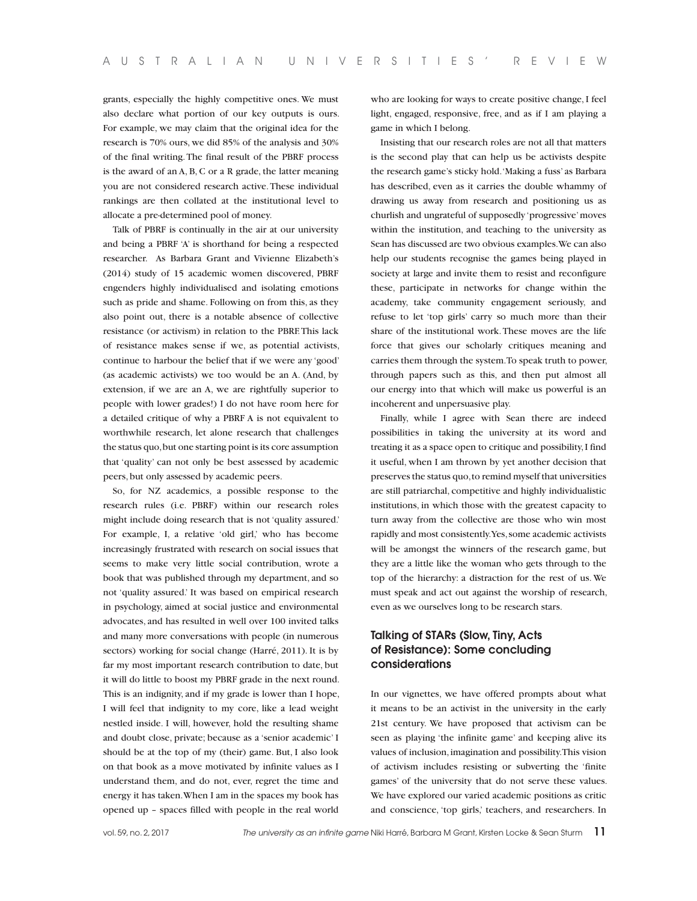grants, especially the highly competitive ones. We must also declare what portion of our key outputs is ours. For example, we may claim that the original idea for the research is 70% ours, we did 85% of the analysis and 30% of the final writing. The final result of the PBRF process is the award of an A, B, C or a R grade, the latter meaning you are not considered research active. These individual rankings are then collated at the institutional level to allocate a pre-determined pool of money.

Talk of PBRF is continually in the air at our university and being a PBRF 'A' is shorthand for being a respected researcher. As Barbara Grant and Vivienne Elizabeth's (2014) study of 15 academic women discovered, PBRF engenders highly individualised and isolating emotions such as pride and shame. Following on from this, as they also point out, there is a notable absence of collective resistance (or activism) in relation to the PBRF. This lack of resistance makes sense if we, as potential activists, continue to harbour the belief that if we were any 'good' (as academic activists) we too would be an A. (And, by extension, if we are an A, we are rightfully superior to people with lower grades!) I do not have room here for a detailed critique of why a PBRF A is not equivalent to worthwhile research, let alone research that challenges the status quo, but one starting point is its core assumption that 'quality' can not only be best assessed by academic peers, but only assessed by academic peers.

So, for NZ academics, a possible response to the research rules (i.e. PBRF) within our research roles might include doing research that is not 'quality assured.' For example, I, a relative 'old girl,' who has become increasingly frustrated with research on social issues that seems to make very little social contribution, wrote a book that was published through my department, and so not 'quality assured.' It was based on empirical research in psychology, aimed at social justice and environmental advocates, and has resulted in well over 100 invited talks and many more conversations with people (in numerous sectors) working for social change (Harré, 2011). It is by far my most important research contribution to date, but it will do little to boost my PBRF grade in the next round. This is an indignity, and if my grade is lower than I hope, I will feel that indignity to my core, like a lead weight nestled inside. I will, however, hold the resulting shame and doubt close, private; because as a 'senior academic' I should be at the top of my (their) game. But, I also look on that book as a move motivated by infinite values as I understand them, and do not, ever, regret the time and energy it has taken. When I am in the spaces my book has opened up – spaces filled with people in the real world who are looking for ways to create positive change, I feel light, engaged, responsive, free, and as if I am playing a game in which I belong.

Insisting that our research roles are not all that matters is the second play that can help us be activists despite the research game's sticky hold. 'Making a fuss' as Barbara has described, even as it carries the double whammy of drawing us away from research and positioning us as churlish and ungrateful of supposedly 'progressive' moves within the institution, and teaching to the university as Sean has discussed are two obvious examples. We can also help our students recognise the games being played in society at large and invite them to resist and reconfigure these, participate in networks for change within the academy, take community engagement seriously, and refuse to let 'top girls' carry so much more than their share of the institutional work. These moves are the life force that gives our scholarly critiques meaning and carries them through the system. To speak truth to power, through papers such as this, and then put almost all our energy into that which will make us powerful is an incoherent and unpersuasive play.

Finally, while I agree with Sean there are indeed possibilities in taking the university at its word and treating it as a space open to critique and possibility, I find it useful, when I am thrown by yet another decision that preserves the status quo, to remind myself that universities are still patriarchal, competitive and highly individualistic institutions, in which those with the greatest capacity to turn away from the collective are those who win most rapidly and most consistently. Yes, some academic activists will be amongst the winners of the research game, but they are a little like the woman who gets through to the top of the hierarchy: a distraction for the rest of us. We must speak and act out against the worship of research, even as we ourselves long to be research stars.

## Talking of STARs (Slow, Tiny, Acts of Resistance): Some concluding considerations

In our vignettes, we have offered prompts about what it means to be an activist in the university in the early 21st century. We have proposed that activism can be seen as playing 'the infinite game' and keeping alive its values of inclusion, imagination and possibility. This vision of activism includes resisting or subverting the 'finite games' of the university that do not serve these values. We have explored our varied academic positions as critic and conscience, 'top girls,' teachers, and researchers. In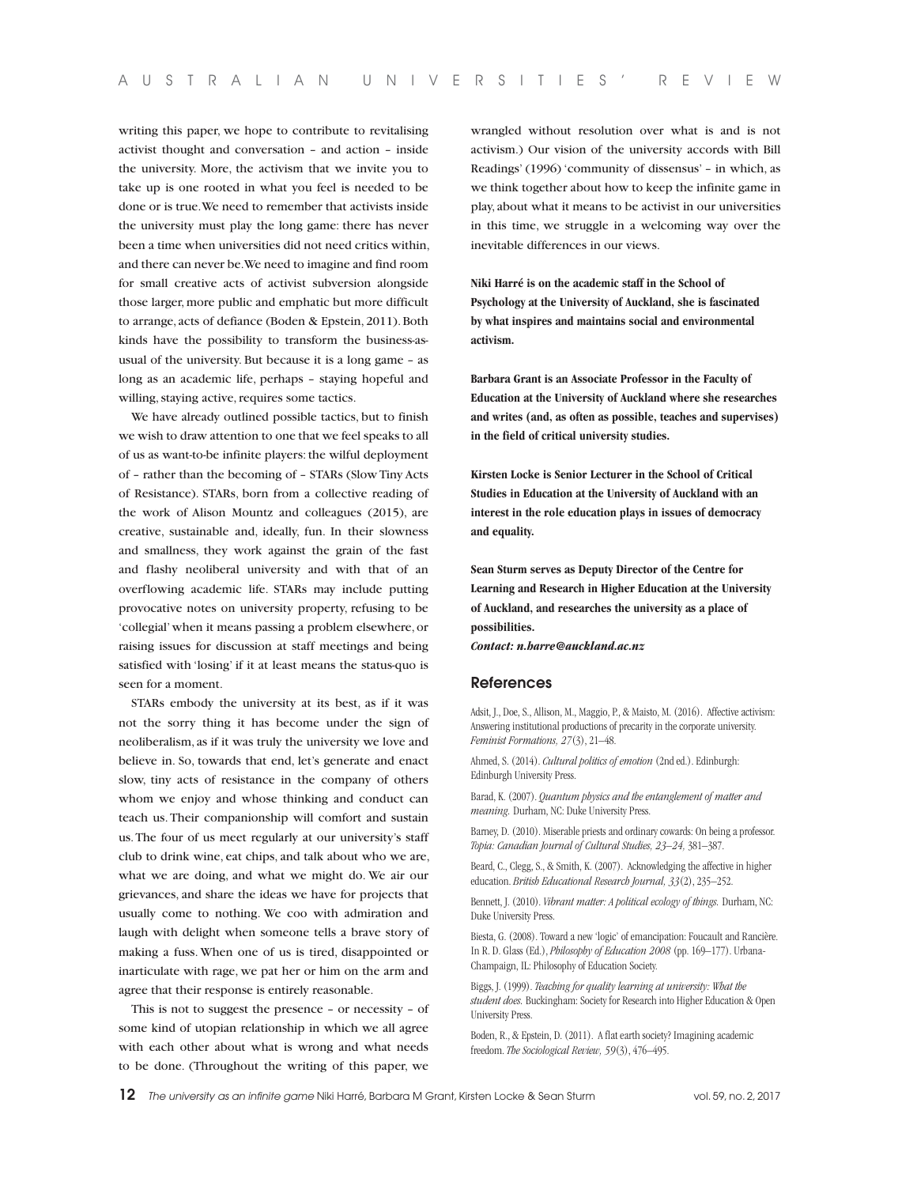writing this paper, we hope to contribute to revitalising activist thought and conversation – and action – inside the university. More, the activism that we invite you to take up is one rooted in what you feel is needed to be done or is true. We need to remember that activists inside the university must play the long game: there has never been a time when universities did not need critics within, and there can never be. We need to imagine and find room for small creative acts of activist subversion alongside those larger, more public and emphatic but more difficult to arrange, acts of defiance (Boden & Epstein, 2011). Both kinds have the possibility to transform the business-as-usual of the university. But because it is a long game – as long as an academic life, perhaps – staying hopeful and willing, staying active, requires some tactics.

We have already outlined possible tactics, but to finish we wish to draw attention to one that we feel speaks to all of us as want-to-be infinite players: the wilful deployment of – rather than the becoming of – STARs (Slow Tiny Acts of Resistance). STARs, born from a collective reading of the work of Alison Mountz and colleagues (2015), are creative, sustainable and, ideally, fun. In their slowness and smallness, they work against the grain of the fast and flashy neoliberal university and with that of an overflowing academic life. STARs may include putting provocative notes on university property, refusing to be 'collegial' when it means passing a problem elsewhere, or raising issues for discussion at staff meetings and being satisfied with 'losing' if it at least means the status-quo is seen for a moment.

STARs embody the university at its best, as if it was not the sorry thing it has become under the sign of neoliberalism, as if it was truly the university we love and believe in. So, towards that end, let's generate and enact slow, tiny acts of resistance in the company of others whom we enjoy and whose thinking and conduct can teach us. Their companionship will comfort and sustain us. The four of us meet regularly at our university's staff club to drink wine, eat chips, and talk about who we are, what we are doing, and what we might do. We air our grievances, and share the ideas we have for projects that usually come to nothing. We coo with admiration and laugh with delight when someone tells a brave story of making a fuss. When one of us is tired, disappointed or inarticulate with rage, we pat her or him on the arm and agree that their response is entirely reasonable.

This is not to suggest the presence – or necessity – of some kind of utopian relationship in which we all agree with each other about what is wrong and what needs to be done. (Throughout the writing of this paper, we wrangled without resolution over what is and is not activism.) Our vision of the university accords with Bill Readings' (1996) 'community of dissensus' – in which, as we think together about how to keep the infinite game in play, about what it means to be activist in our universities in this time, we struggle in a welcoming way over the inevitable differences in our views.

**Niki Harré is on the academic staff in the School of Psychology at the University of Auckland, she is fascinated by what inspires and maintains social and environmental activism.**

**Barbara Grant is an Associate Professor in the Faculty of Education at the University of Auckland where she researches and writes (and, as often as possible, teaches and supervises) in the field of critical university studies.**

**Kirsten Locke is Senior Lecturer in the School of Critical Studies in Education at the University of Auckland with an interest in the role education plays in issues of democracy and equality.**

**Sean Sturm serves as Deputy Director of the Centre for Learning and Research in Higher Education at the University of Auckland, and researches the university as a place of possibilities.**

***Contact: n.harre@auckland.ac.nz***

## References

Adsit, J., Doe, S., Allison, M., Maggio, P., & Maisto, M. (2016). Affective activism: Answering institutional productions of precarity in the corporate university. *Feminist Formations, 27*(3), 21–48.

Ahmed, S. (2014). *Cultural politics of emotion* (2nd ed.). Edinburgh: Edinburgh University Press.

Barad, K. (2007). *Quantum physics and the entanglement of matter and meaning.* Durham, NC: Duke University Press.

Barney, D. (2010). Miserable priests and ordinary cowards: On being a professor. *Topia: Canadian Journal of Cultural Studies, 23–24,* 381–387.

Beard, C., Clegg, S., & Smith, K. (2007). Acknowledging the affective in higher education. *British Educational Research Journal, 33*(2), 235–252.

Bennett, J. (2010). *Vibrant matter: A political ecology of things.* Durham, NC: Duke University Press.

Biesta, G. (2008). Toward a new 'logic' of emancipation: Foucault and Rancière. In R. D. Glass (Ed.), *Philosophy of Education 2008* (pp. 169–177). Urbana-Champaign, IL: Philosophy of Education Society.

Biggs, J. (1999). *Teaching for quality learning at university: What the student does.* Buckingham: Society for Research into Higher Education & Open University Press.

Boden, R., & Epstein, D. (2011). A flat earth society? Imagining academic freedom. *The Sociological Review, 59*(3), 476–495.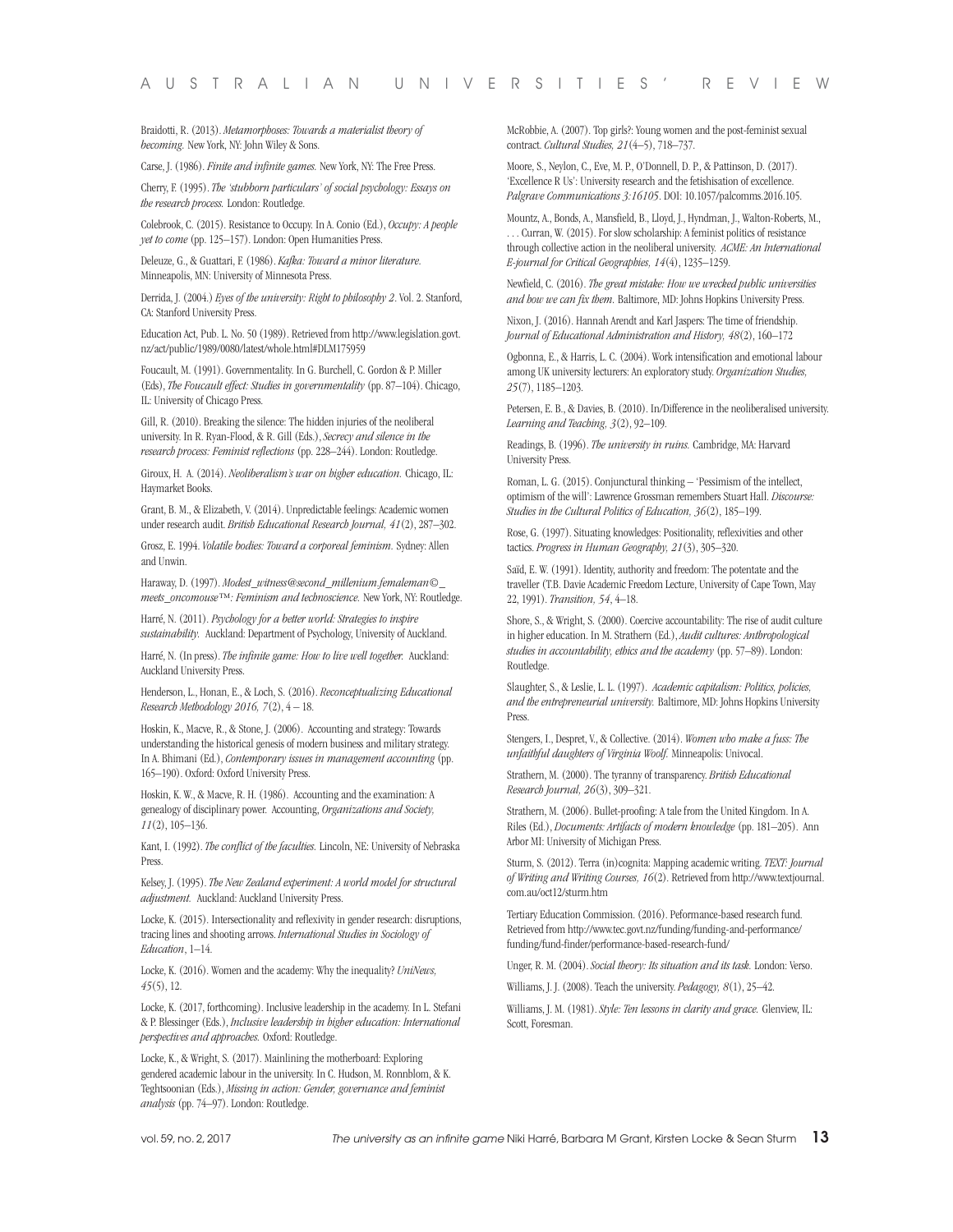Braidotti, R. (2013). *Metamorphoses: Towards a materialist theory of becoming.* New York, NY: John Wiley & Sons.

Carse, J. (1986). *Finite and infinite games.* New York, NY: The Free Press.

Cherry, F. (1995). *The 'stubborn particulars' of social psychology: Essays on the research process.* London: Routledge.

Colebrook, C. (2015). Resistance to Occupy. In A. Conio (Ed.), *Occupy: A people yet to come* (pp. 125–157). London: Open Humanities Press.

Deleuze, G., & Guattari, F. (1986). *Kafka: Toward a minor literature.* Minneapolis, MN: University of Minnesota Press.

Derrida, J. (2004.) *Eyes of the university: Right to philosophy 2*. Vol. 2. Stanford, CA: Stanford University Press.

Education Act, Pub. L. No. 50 (1989). Retrieved from http://www.legislation.govt.nz/act/public/1989/0080/latest/whole.html#DLM175959

Foucault, M. (1991). Governmentality. In G. Burchell, C. Gordon & P. Miller (Eds), *The Foucault effect: Studies in governmentality* (pp. 87–104). Chicago, IL: University of Chicago Press.

Gill, R. (2010). Breaking the silence: The hidden injuries of the neoliberal university. In R. Ryan-Flood, & R. Gill (Eds.), *Secrecy and silence in the research process: Feminist reflections* (pp. 228–244). London: Routledge.

Giroux, H. A. (2014). *Neoliberalism's war on higher education.* Chicago, IL: Haymarket Books.

Grant, B. M., & Elizabeth, V. (2014). Unpredictable feelings: Academic women under research audit. *British Educational Research Journal, 41*(2), 287–302.

Grosz, E. 1994. *Volatile bodies: Toward a corporeal feminism.* Sydney: Allen and Unwin.

Haraway, D. (1997). *Modest_witness@second_millenium.femaleman©_meets_oncomouse™: Feminism and technoscience.* New York, NY: Routledge.

Harré, N. (2011). *Psychology for a better world: Strategies to inspire sustainability.* Auckland: Department of Psychology, University of Auckland.

Harré, N. (In press). *The infinite game: How to live well together.* Auckland: Auckland University Press.

Henderson, L., Honan, E., & Loch, S. (2016). *Reconceptualizing Educational Research Methodology 2016, 7*(2), 4 – 18.

Hoskin, K., Macve, R., & Stone, J. (2006). Accounting and strategy: Towards understanding the historical genesis of modern business and military strategy. In A. Bhimani (Ed.), *Contemporary issues in management accounting* (pp. 165–190). Oxford: Oxford University Press.

Hoskin, K. W., & Macve, R. H. (1986). Accounting and the examination: A genealogy of disciplinary power. Accounting, *Organizations and Society, 11*(2), 105–136.

Kant, I. (1992). *The conflict of the faculties.* Lincoln, NE: University of Nebraska Press.

Kelsey, J. (1995). *The New Zealand experiment: A world model for structural adjustment.* Auckland: Auckland University Press.

Locke, K. (2015). Intersectionality and reflexivity in gender research: disruptions, tracing lines and shooting arrows. *International Studies in Sociology of Education*, 1–14.

Locke, K. (2016). Women and the academy: Why the inequality? *UniNews, 45*(5), 12.

Locke, K. (2017, forthcoming). Inclusive leadership in the academy. In L. Stefani & P. Blessinger (Eds.), *Inclusive leadership in higher education: International perspectives and approaches.* Oxford: Routledge.

Locke, K., & Wright, S. (2017). Mainlining the motherboard: Exploring gendered academic labour in the university. In C. Hudson, M. Ronnblom, & K. Teghtsoonian (Eds.), *Missing in action: Gender, governance and feminist analysis* (pp. 74–97). London: Routledge.

McRobbie, A. (2007). Top girls?: Young women and the post-feminist sexual contract. *Cultural Studies, 21*(4–5), 718–737.

Moore, S., Neylon, C., Eve, M. P., O'Donnell, D. P., & Pattinson, D. (2017). 'Excellence R Us': University research and the fetishisation of excellence. *Palgrave Communications 3:16105*. DOI: 10.1057/palcomms.2016.105.

Mountz, A., Bonds, A., Mansfield, B., Lloyd, J., Hyndman, J., Walton-Roberts, M., . . . Curran, W. (2015). For slow scholarship: A feminist politics of resistance through collective action in the neoliberal university. *ACME: An International E-journal for Critical Geographies, 14*(4), 1235–1259.

Newfield, C. (2016). *The great mistake: How we wrecked public universities and how we can fix them.* Baltimore, MD: Johns Hopkins University Press.

Nixon, J. (2016). Hannah Arendt and Karl Jaspers: The time of friendship. *Journal of Educational Administration and History, 48*(2), 160–172

Ogbonna, E., & Harris, L. C. (2004). Work intensification and emotional labour among UK university lecturers: An exploratory study. *Organization Studies, 25*(7), 1185–1203.

Petersen, E. B., & Davies, B. (2010). In/Difference in the neoliberalised university. *Learning and Teaching, 3*(2), 92–109.

Readings, B. (1996). *The university in ruins.* Cambridge, MA: Harvard University Press.

Roman, L. G. (2015). Conjunctural thinking – 'Pessimism of the intellect, optimism of the will': Lawrence Grossman remembers Stuart Hall. *Discourse: Studies in the Cultural Politics of Education, 36*(2), 185–199.

Rose, G. (1997). Situating knowledges: Positionality, reflexivities and other tactics. *Progress in Human Geography, 21*(3), 305–320.

Saïd, E. W. (1991). Identity, authority and freedom: The potentate and the traveller (T.B. Davie Academic Freedom Lecture, University of Cape Town, May 22, 1991). *Transition, 54*, 4–18.

Shore, S., & Wright, S. (2000). Coercive accountability: The rise of audit culture in higher education. In M. Strathern (Ed.), *Audit cultures: Anthropological studies in accountability, ethics and the academy* (pp. 57–89). London: Routledge.

Slaughter, S., & Leslie, L. L. (1997). *Academic capitalism: Politics, policies, and the entrepreneurial university.* Baltimore, MD: Johns Hopkins University Press.

Stengers, I., Despret, V., & Collective. (2014). *Women who make a fuss: The unfaithful daughters of Virginia Woolf.* Minneapolis: Univocal.

Strathern, M. (2000). The tyranny of transparency. *British Educational Research Journal, 26*(3), 309–321.

Strathern, M. (2006). Bullet-proofing: A tale from the United Kingdom. In A. Riles (Ed.), *Documents: Artifacts of modern knowledge* (pp. 181–205). Ann Arbor MI: University of Michigan Press.

Sturm, S. (2012). Terra (in)cognita: Mapping academic writing. *TEXT: Journal of Writing and Writing Courses, 16*(2). Retrieved from http://www.textjournal.com.au/oct12/sturm.htm

Tertiary Education Commission. (2016). Peformance-based research fund. Retrieved from http://www.tec.govt.nz/funding/funding-and-performance/funding/fund-finder/performance-based-research-fund/

Unger, R. M. (2004). *Social theory: Its situation and its task.* London: Verso.

Williams, J. J. (2008). Teach the university. *Pedagogy, 8*(1), 25–42.

Williams, J. M. (1981). *Style: Ten lessons in clarity and grace.* Glenview, IL: Scott, Foresman.